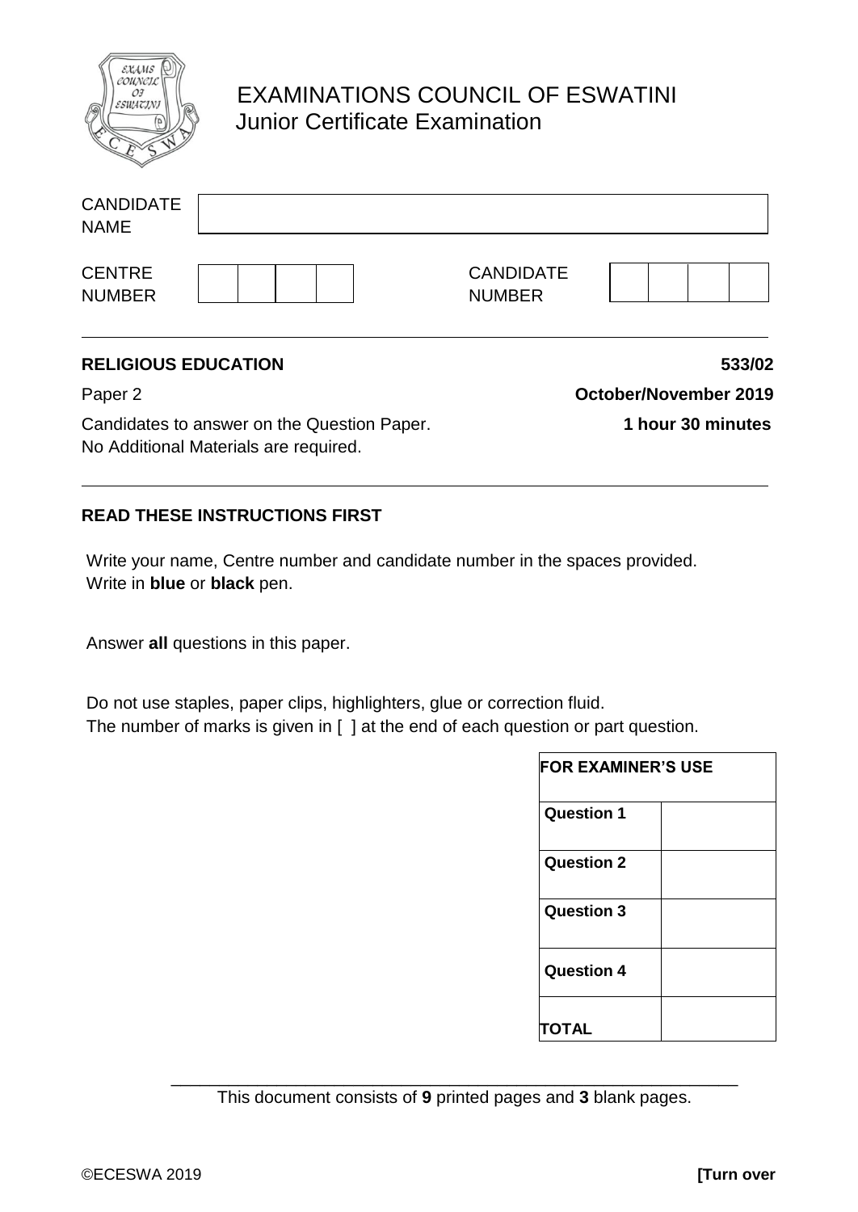# EXAMINATIONS COUNCIL OF ESWATINI
## Junior Certificate Examination

| CANDIDATE NAME | |
|---|---|

| CENTRE NUMBER | | | | | CANDIDATE NUMBER | | | | |
|---|---|---|---|---|---|---|---|---|---|

**RELIGIOUS EDUCATION** **533/02**

Paper 2 **October/November 2019**

Candidates to answer on the Question Paper. **1 hour 30 minutes**

No Additional Materials are required.

**READ THESE INSTRUCTIONS FIRST**

Write your name, Centre number and candidate number in the spaces provided.
Write in **blue** or **black** pen.

Answer **all** questions in this paper.

Do not use staples, paper clips, highlighters, glue or correction fluid.
The number of marks is given in [ ] at the end of each question or part question.

| FOR EXAMINER'S USE | |
|---|---|
| Question 1 | |
| Question 2 | |
| Question 3 | |
| Question 4 | |
| TOTAL | |

This document consists of **9** printed pages and **3** blank pages.

©ECESWA 2019 **[Turn over**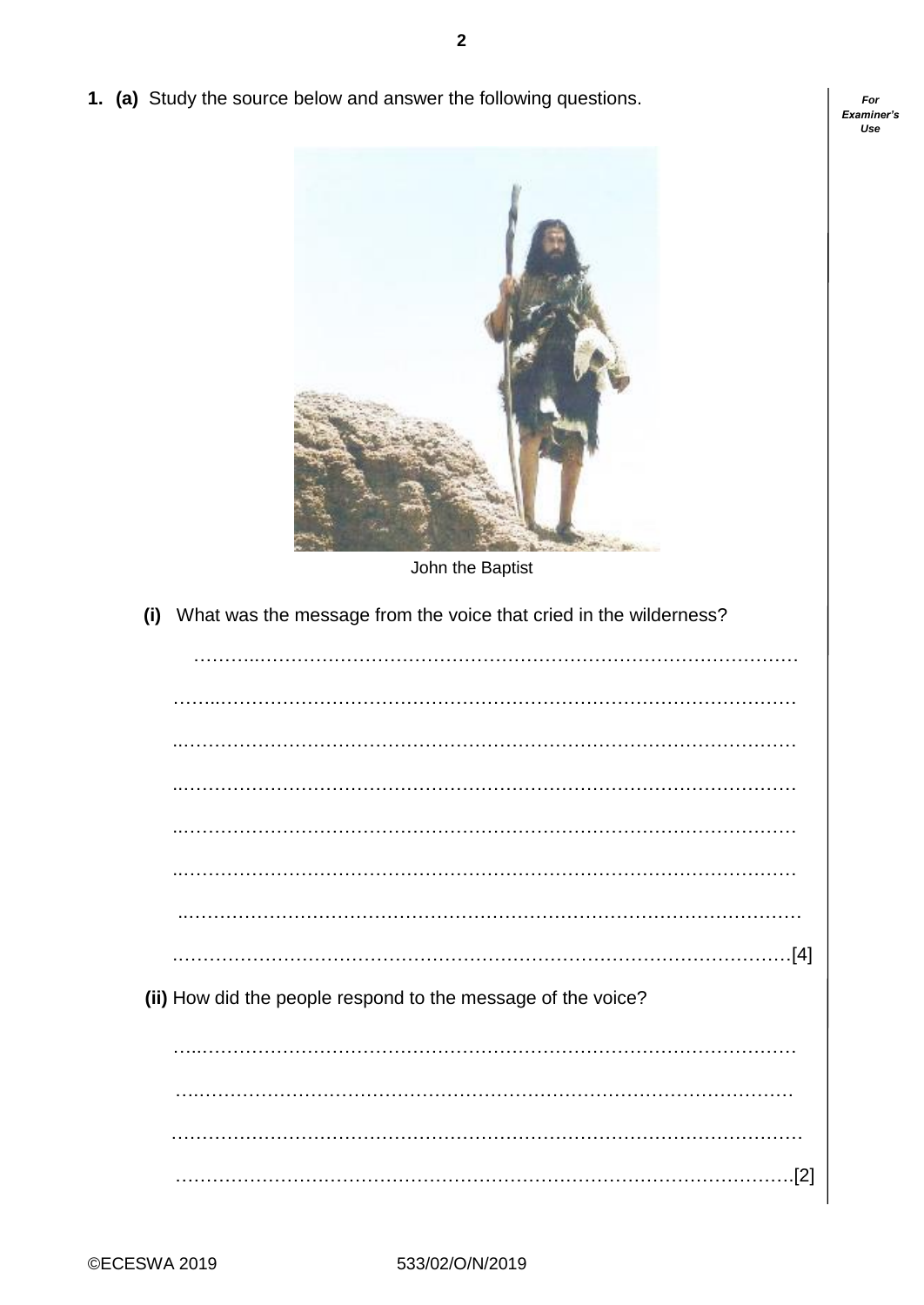**1. (a)** Study the source below and answer the following questions.

John the Baptist

**(i)** What was the message from the voice that cried in the wilderness?

……………………………………………………………………………………

……………………………………………………………………………………

……………………………………………………………………………………

……………………………………………………………………………………

……………………………………………………………………………………

……………………………………………………………………………………

……………………………………………………………………………………

……………………………………………………………………………………[4]

**(ii)** How did the people respond to the message of the voice?

……………………………………………………………………………………

……………………………………………………………………………………

……………………………………………………………………………………

……………………………………………………………………………………[2]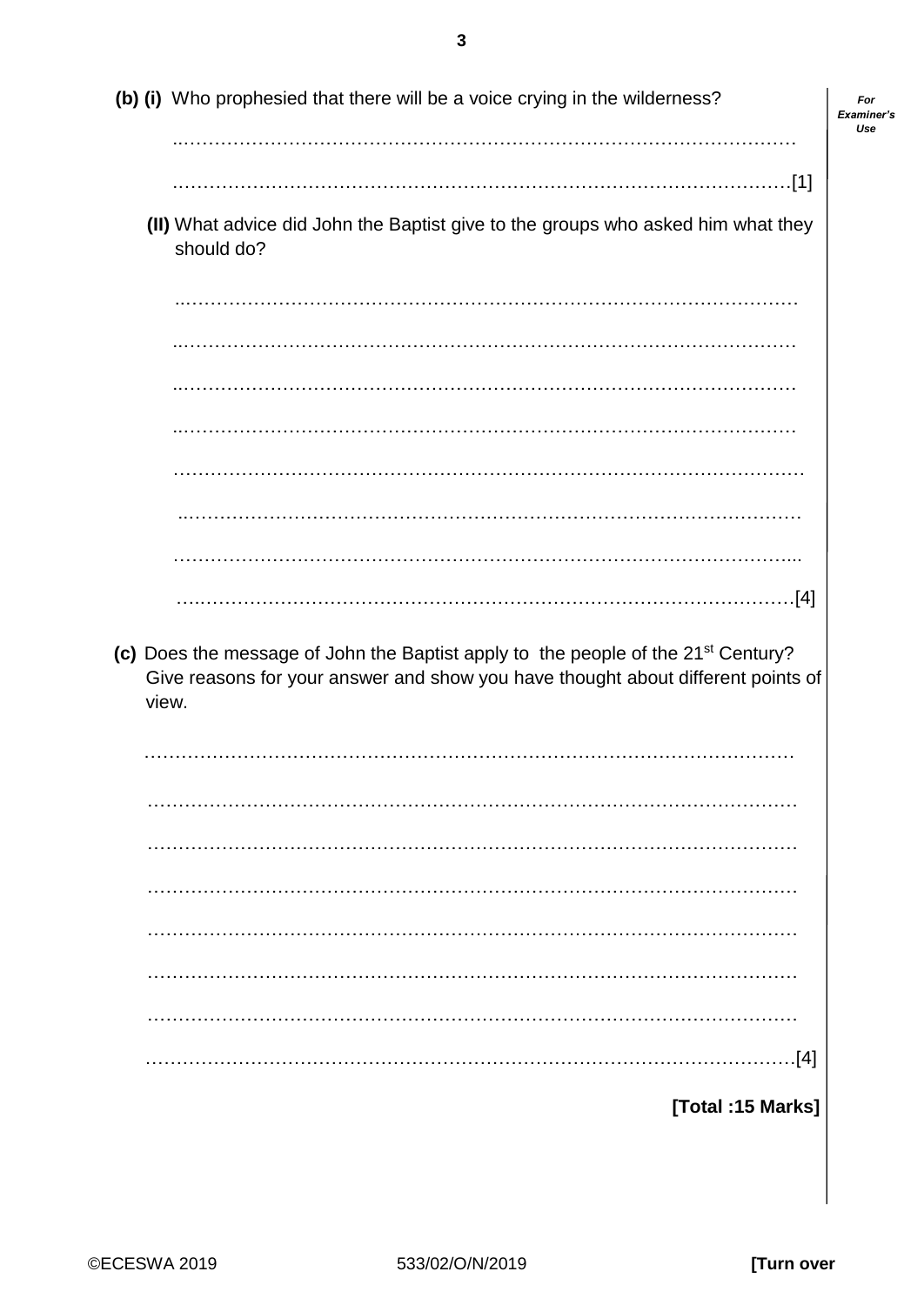**(b) (i)** Who prophesied that there will be a voice crying in the wilderness?

……………………………………………………………………………………………

……………………………………………………………………………………………[1]

**(II)** What advice did John the Baptist give to the groups who asked him what they should do?

……………………………………………………………………………………………

……………………………………………………………………………………………

……………………………………………………………………………………………

……………………………………………………………………………………………

……………………………………………………………………………………………

……………………………………………………………………………………………

……………………………………………………………………………………………

……………………………………………………………………………………………[4]

**(c)** Does the message of John the Baptist apply to the people of the 21st Century? Give reasons for your answer and show you have thought about different points of view.

……………………………………………………………………………………………

……………………………………………………………………………………………

……………………………………………………………………………………………

……………………………………………………………………………………………

……………………………………………………………………………………………

……………………………………………………………………………………………

……………………………………………………………………………………………

……………………………………………………………………………………………[4]

**[Total :15 Marks]**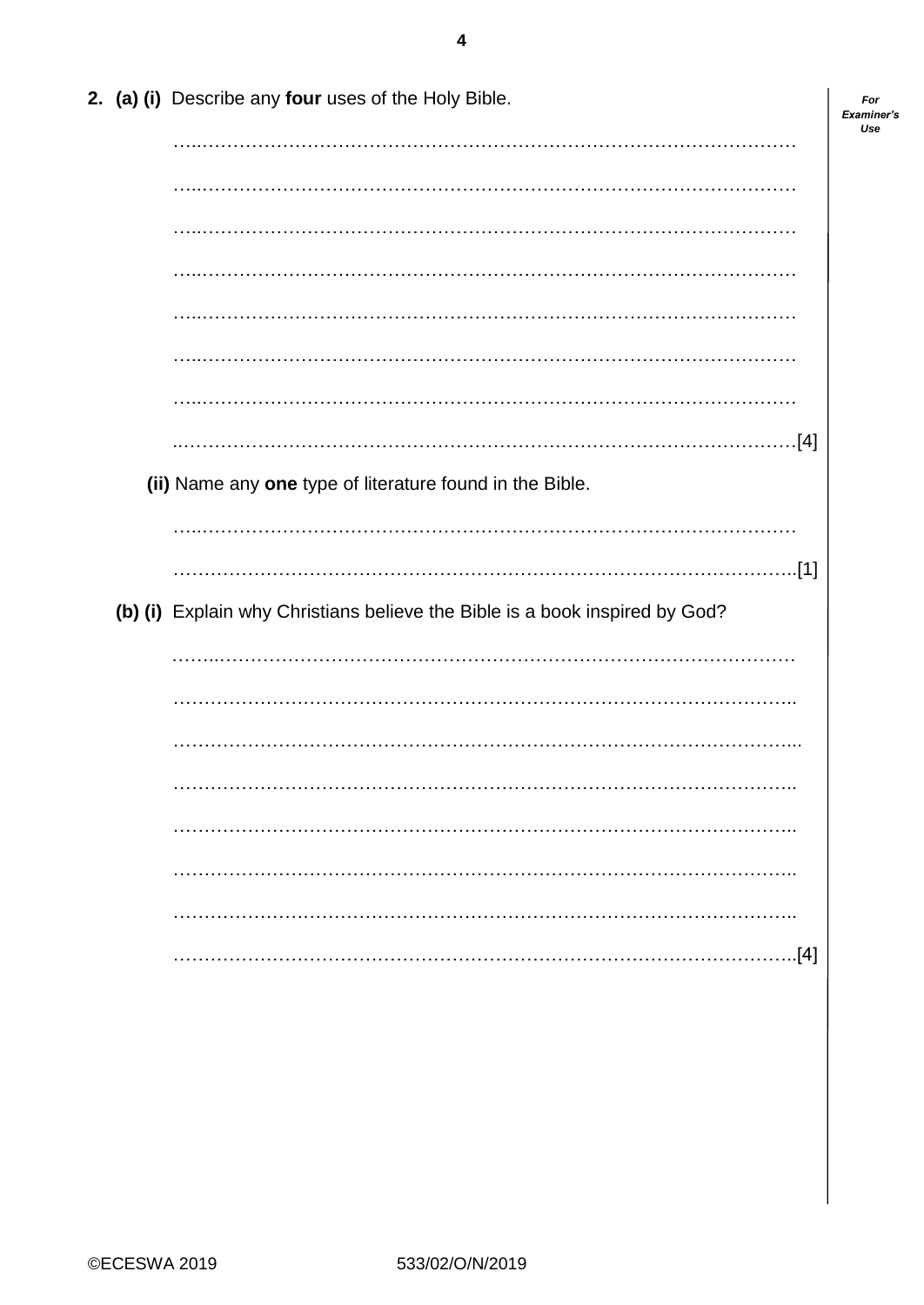**2. (a) (i)** Describe any **four** uses of the Holy Bible.

………………………………………………………………………………………

………………………………………………………………………………………

………………………………………………………………………………………

………………………………………………………………………………………

………………………………………………………………………………………

………………………………………………………………………………………

………………………………………………………………………………………

………………………………………………………………………………………[4]

**(ii)** Name any **one** type of literature found in the Bible.

………………………………………………………………………………………

………………………………………………………………………………………[1]

**(b) (i)** Explain why Christians believe the Bible is a book inspired by God?

………………………………………………………………………………………

………………………………………………………………………………………

………………………………………………………………………………………

………………………………………………………………………………………

………………………………………………………………………………………

………………………………………………………………………………………

………………………………………………………………………………………

………………………………………………………………………………………[4]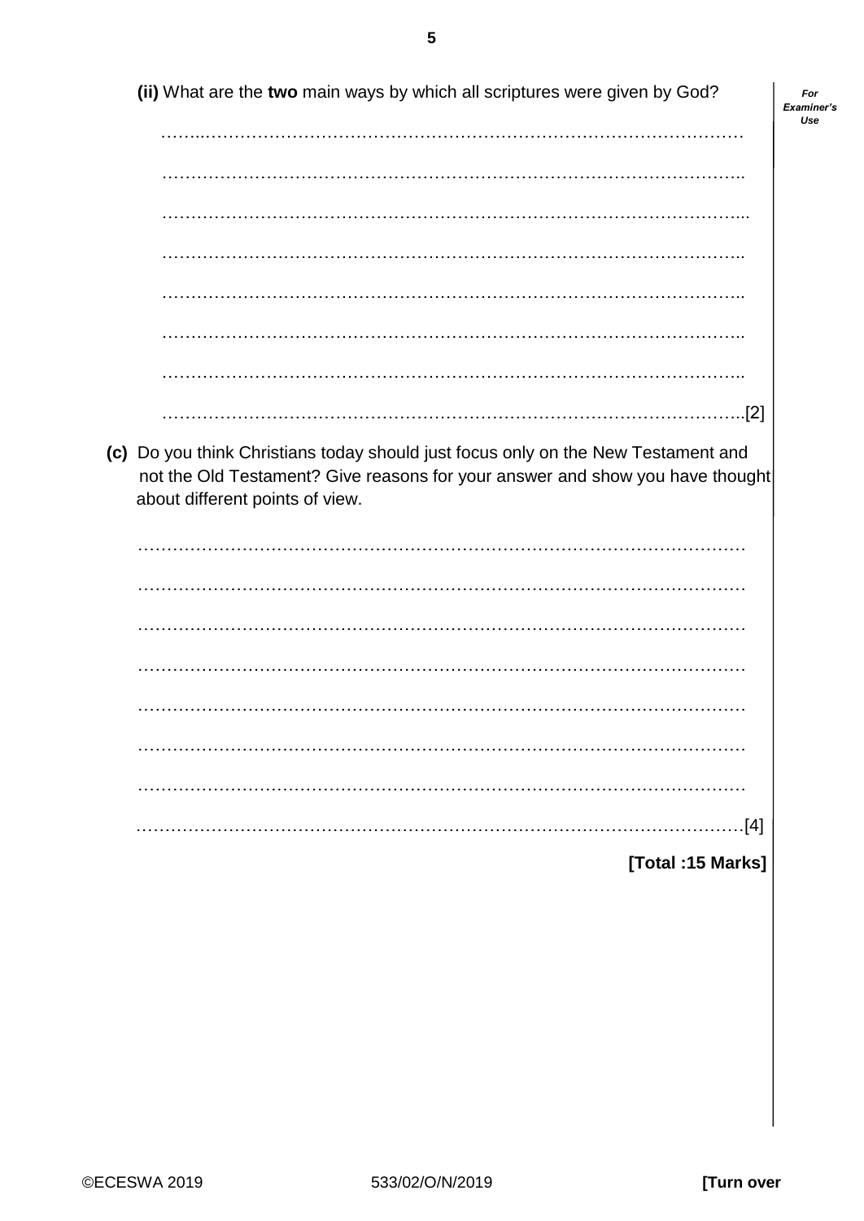(ii) What are the **two** main ways by which all scriptures were given by God?

……………………………………………………………………………………………

……………………………………………………………………………………………

……………………………………………………………………………………………

……………………………………………………………………………………………

……………………………………………………………………………………………

……………………………………………………………………………………………

……………………………………………………………………………………………

……………………………………………………………………………………………[2]

**(c)** Do you think Christians today should just focus only on the New Testament and not the Old Testament? Give reasons for your answer and show you have thought about different points of view.

……………………………………………………………………………………………

……………………………………………………………………………………………

……………………………………………………………………………………………

……………………………………………………………………………………………

……………………………………………………………………………………………

……………………………………………………………………………………………

……………………………………………………………………………………………

……………………………………………………………………………………………[4]

**[Total :15 Marks]**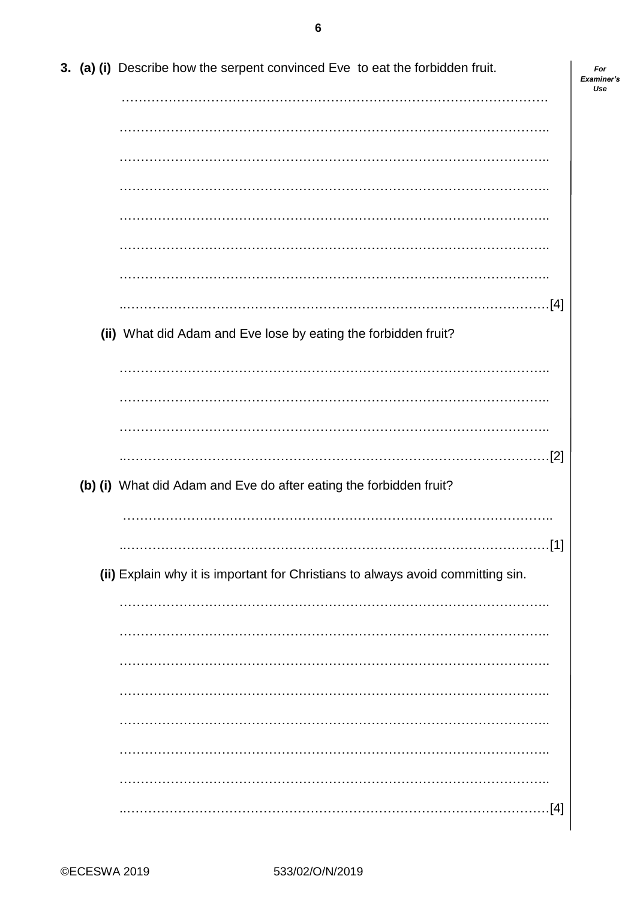**3. (a) (i)** Describe how the serpent convinced Eve to eat the forbidden fruit.

…………………………………………………………………………………………

…………………………………………………………………………………………

…………………………………………………………………………………………

…………………………………………………………………………………………

…………………………………………………………………………………………

…………………………………………………………………………………………

…………………………………………………………………………………………

…………………………………………………………………………………………[4]

**(ii)** What did Adam and Eve lose by eating the forbidden fruit?

…………………………………………………………………………………………

…………………………………………………………………………………………

…………………………………………………………………………………………

…………………………………………………………………………………………[2]

**(b) (i)** What did Adam and Eve do after eating the forbidden fruit?

…………………………………………………………………………………………

…………………………………………………………………………………………[1]

**(ii)** Explain why it is important for Christians to always avoid committing sin.

…………………………………………………………………………………………

…………………………………………………………………………………………

…………………………………………………………………………………………

…………………………………………………………………………………………

…………………………………………………………………………………………

…………………………………………………………………………………………

…………………………………………………………………………………………

…………………………………………………………………………………………[4]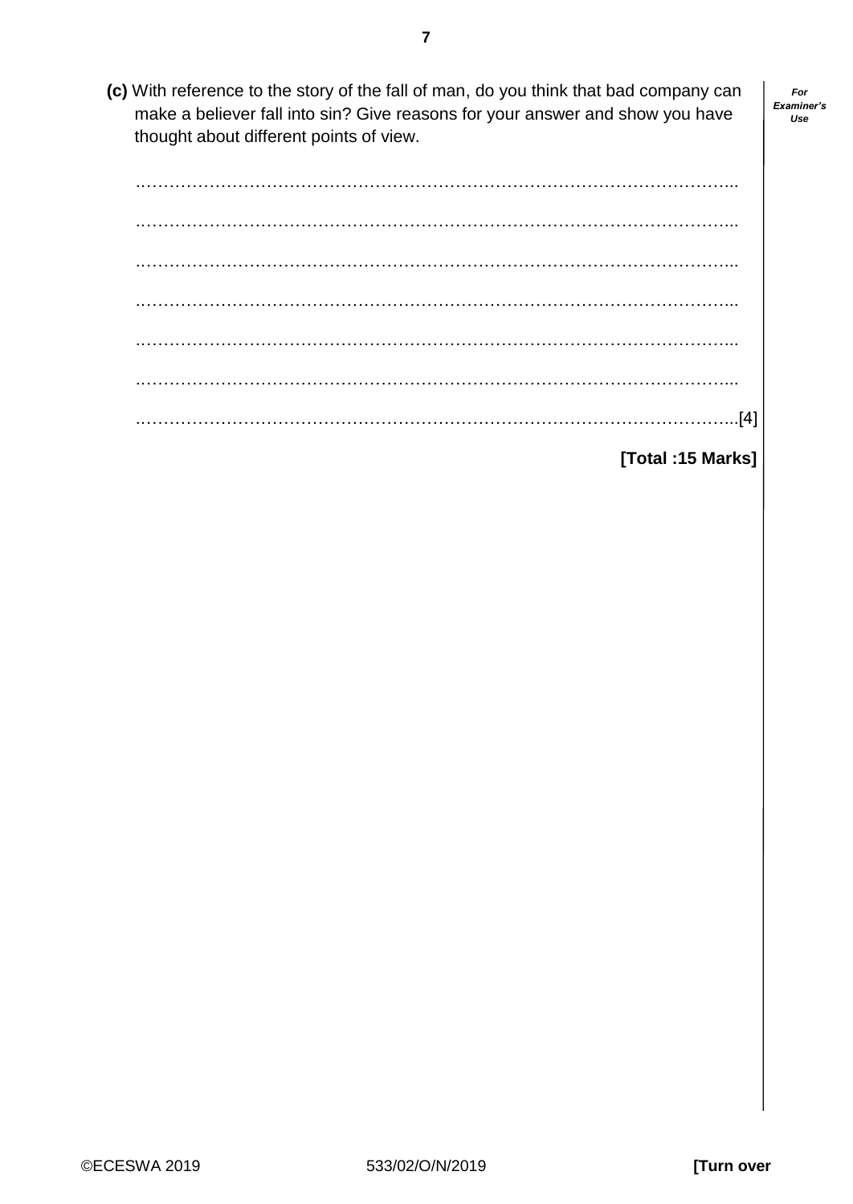**(c)** With reference to the story of the fall of man, do you think that bad company can make a believer fall into sin? Give reasons for your answer and show you have thought about different points of view.

…………………………………………………………………………………………………

…………………………………………………………………………………………………

…………………………………………………………………………………………………

…………………………………………………………………………………………………

…………………………………………………………………………………………………

…………………………………………………………………………………………………

…………………………………………………………………………………………………[4]

**[Total :15 Marks]**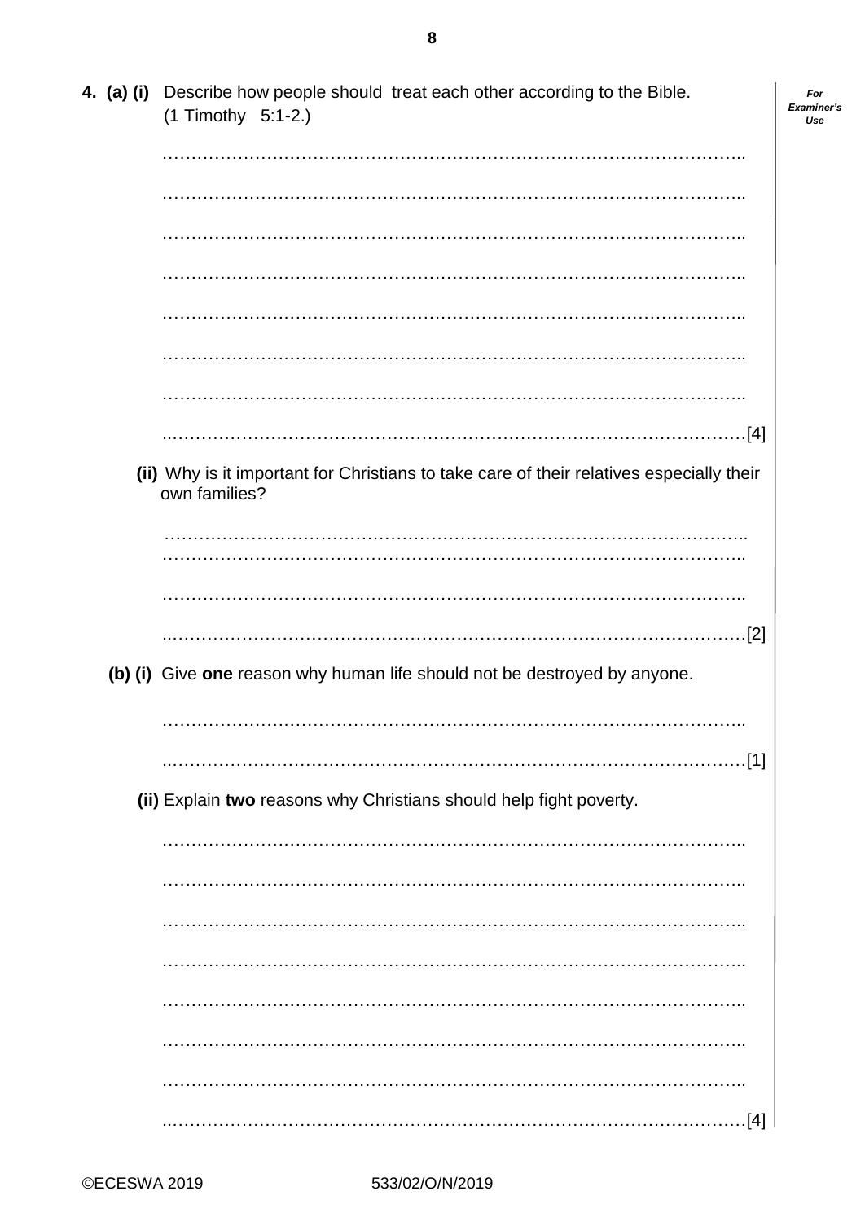4. (a) (i) Describe how people should treat each other according to the Bible. (1 Timothy 5:1-2.)

..............................................................................................

..............................................................................................

..............................................................................................

..............................................................................................

..............................................................................................

..............................................................................................

..............................................................................................

..............................................................................................[4]

(ii) Why is it important for Christians to take care of their relatives especially their own families?

..............................................................................................

..............................................................................................

..............................................................................................[2]

(b) (i) Give **one** reason why human life should not be destroyed by anyone.

..............................................................................................

..............................................................................................[1]

(ii) Explain **two** reasons why Christians should help fight poverty.

..............................................................................................

..............................................................................................

..............................................................................................

..............................................................................................

..............................................................................................

..............................................................................................

..............................................................................................

..............................................................................................[4]

©ECESWA 2019 533/02/O/N/2019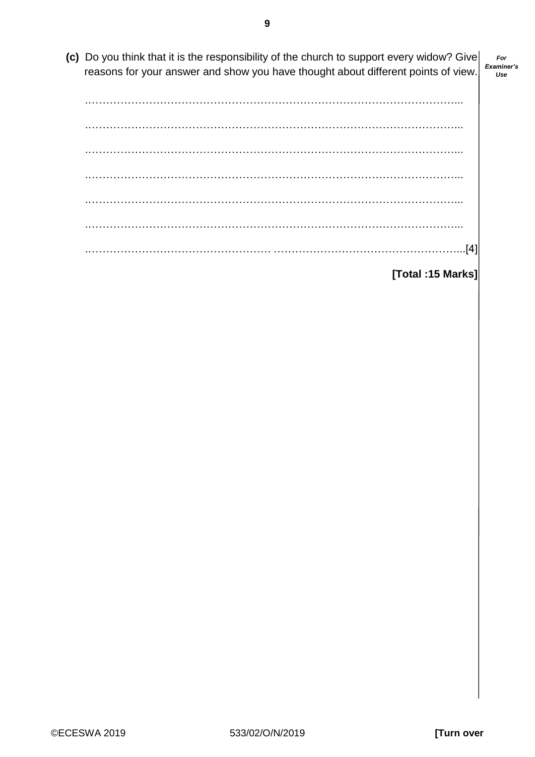**(c)** Do you think that it is the responsibility of the church to support every widow? Give reasons for your answer and show you have thought about different points of view.

…………………………………………………………………………………………..

…………………………………………………………………………………………..

…………………………………………………………………………………………..

…………………………………………………………………………………………..

…………………………………………………………………………………………..

…………………………………………………………………………………………..

…………………………………………… ………………………………………………..[4]

**[Total :15 Marks]**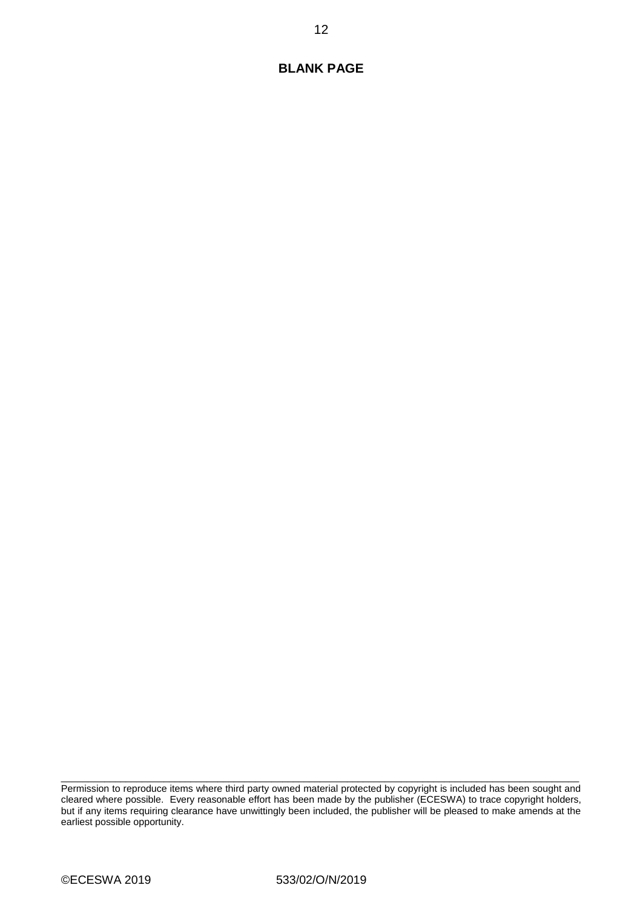**BLANK PAGE**

Permission to reproduce items where third party owned material protected by copyright is included has been sought and cleared where possible. Every reasonable effort has been made by the publisher (ECESWA) to trace copyright holders, but if any items requiring clearance have unwittingly been included, the publisher will be pleased to make amends at the earliest possible opportunity.

©ECESWA 2019 533/02/O/N/2019